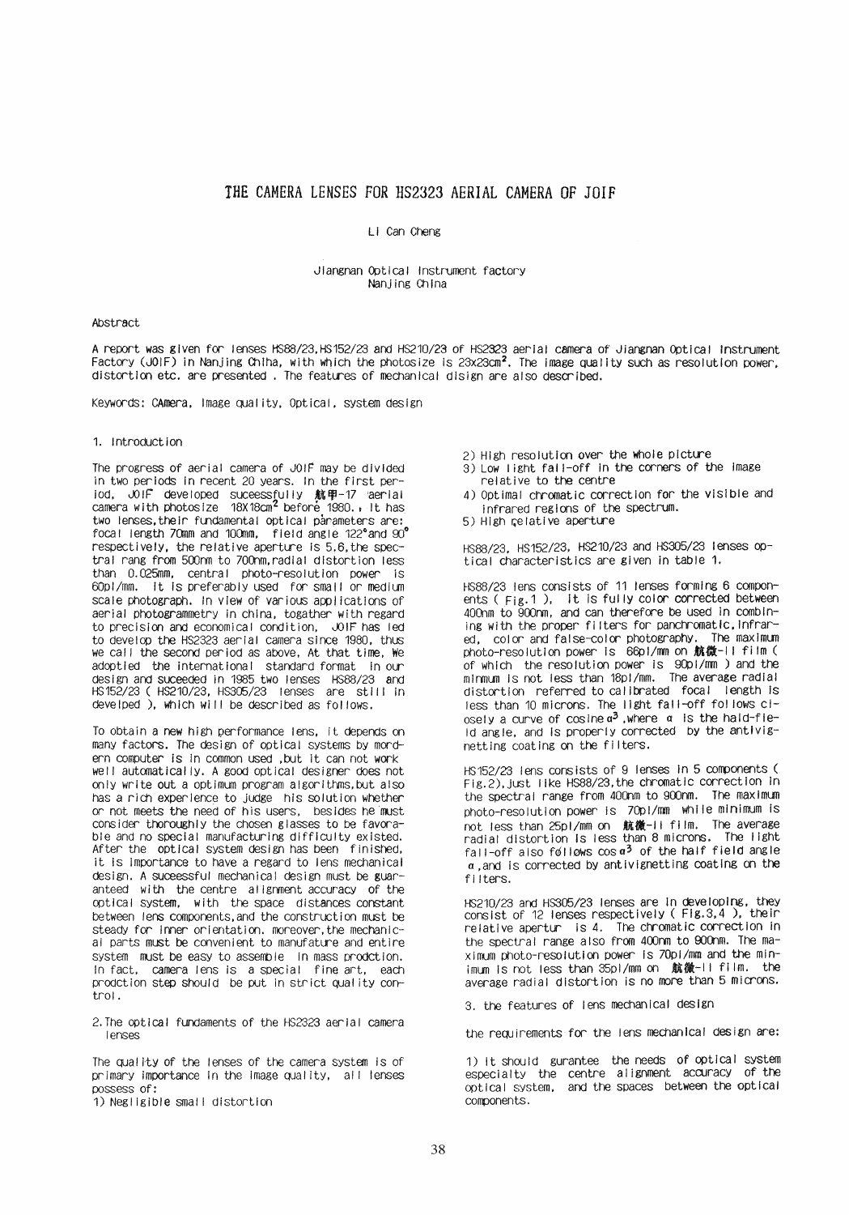# THE CAMERA LENSES FOR HS2323 AERIAL CAMERA OF JOIF

Li Can Cheng

Jiangnan Optical Instrument factory
Nanjing China

## Abstract

A report was given for lenses HS88/23,HS152/23 and HS210/23 of HS2323 aerial camera of Jiangnan Optical Instrument Factory (JOIF) in Nanjing China, with which the photosize is 23x23cm$^2$. The image quality such as resolution power, distortion etc. are presented . The features of mechanical disign are also described.

Keywords: CAmera, Image quality, Optical, system design

## 1. Introduction

The progress of aerial camera of JOIF may be divided in two periods in recent 20 years. In the first period, JOIF developed suceessfully 航甲-17 aerial camera with photosize 18X18cm$^2$ before 1980., It has two lenses,their fundamental optical parameters are: focal length 70mm and 100mm, field angle 122°and 90° respectively, the relative aperture is 5.6,the spectral rang from 500nm to 700nm,radial distortion less than 0.025mm, central photo-resolution power is 60pl/mm. It is preferably used for small or medium scale photograph. In view of various applications of aerial photogrammetry in china, togather with regard to precision and economical condition, JOIF has led to develop the HS2323 aerial camera since 1980, thus we call the second period as above, At that time, We adoptied the international standard format in our design and suceeded in 1985 two lenses HS88/23 and HS152/23 ( HS210/23, HS305/23 lenses are still in develped ), which will be described as follows.

To obtain a new high performance lens, it depends on many factors. The design of optical systems by mordern computer is in common used ,but it can not work well automatically. A good optical designer does not only write out a optimum program algorithms,but also has a rich experience to judge his solution whether or not meets the need of his users, besides he must consider thoroughly the chosen glasses to be favorable and no special manufacturing difficulty existed. After the optical system design has been finished, it is importance to have a regard to lens mechanical design. A suceessful mechanical design must be guaranteed with the centre alignment accuracy of the optical system, with the space distances constant between lens components,and the construction must be steady for inner orientation. moreover,the mechanical parts must be convenient to manufature and entire system must be easy to assemble in mass prodction. In fact, camera lens is a special fine art, each prodction step should be put in strict quality control.

## 2. The optical fundaments of the HS2323 aerial camera lenses

The quality of the lenses of the camera system is of primary importance in the image quality, all lenses possess of:

1) Negligible small distortion
2) High resolution over the whole picture
3) Low light fall-off in the corners of the image relative to the centre
4) Optimal chromatic correction for the visible and infrared regions of the spectrum.
5) High relative aperture

HS88/23, HS152/23, HS210/23 and HS305/23 lenses optical characteristics are given in table 1.

HS88/23 lens consists of 11 lenses forming 6 components ( Fig.1 ), it is fully color corrected between 400nm to 900nm, and can therefore be used in combining with the proper filters for panchromatic,infrared, color and false-color photography. The maximum photo-resolution power is 66pl/mm on 航微-II film ( of which the resolution power is 90pl/mm ) and the minmum is not less than 18pl/mm. The average radial distortion referred to calibrated focal length is less than 10 microns. The light fall-off follows closely a curve of cosine $\alpha^3$ ,where $\alpha$ is the haid-field angle, and is properly corrected by the antivignetting coating on the filters.

HS152/23 lens consists of 9 lenses in 5 components ( Fig.2),just like HS88/23,the chromatic correction in the spectral range from 400nm to 900nm. The maximum photo-resolution power is 70pl/mm while minimum is not less than 25pl/mm on 航微-II film. The average radial distortion is less than 8 microns. The light fall-off also follows cos $\alpha^3$ of the half field angle $\alpha$ ,and is corrected by antivignetting coating on the filters.

HS210/23 and HS305/23 lenses are in developing, they consist of 12 lenses respectively ( Fig.3,4 ), their relative apertur is 4. The chromatic correction in the spectral range also from 400nm to 900nm. The maximum photo-resolution is 70pl/mm and the minimum is not less than 35pl/mm on 航微-II film. the average radial distortion is no more than 5 microns.

## 3. the features of lens mechanical design

the requirements for the lens mechanical design are:

1) It should gurantee the needs of optical system especialty the centre alignment accuracy of the optical system, and the spaces between the optical components.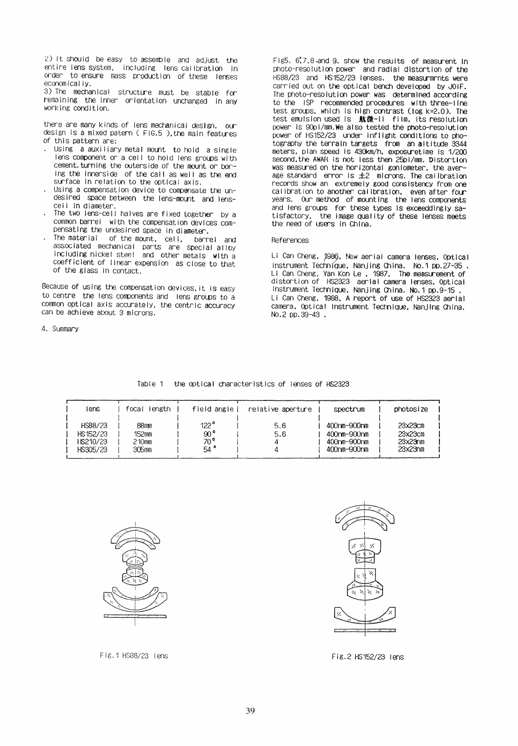2) It should be easy to assemble and adjust the entire lens system, including lens calibration in order to ensure mass production of these lenses economically.

3) The mechanical structure must be stable for remaining the inner orientation unchanged in any working condition.

there are many kinds of lens mechanical design, our design is a mixed patern ( FIG.5 ),the main features of this pattern are:

- Using a auxiliary metal mount to hold a single lens component or a cell to hold lens groups with cement.turning the outerside of the mount or boring the innerside of the call as well as the end surface in relation to the optical axis.
- Using a compensation device to compensate the undesired space between the lens-mount and lens-cell in diameter.
- The two lens-cell halves are fixed together by a common barrel with the compensation devices compensating the undesired space in diameter.
- The material of the mount, cell, barrel and associated mechanical parts are special alloy including nickel steel and other metals with a coefficient of linear expension as close to that of the glass in contact.

Because of using the compensation devices,it is easy to centre the lens components and lens groups to a common optical axis accurately, the centric accuracy can be achieve about 3 microns.

4. Summary

Fig5, 6,7,8,and 9, show the results of measurent in photo-resolution power and radial distortion of the HS88/23 and HS152/23 lenses. the measurmrnts were carried out on the optical bench developed by JOIF. The photo-resolution power was determined according to the ISP recommended procedures with three-line test groups, which is high contrast (log k=2.0). The test emulsion used is 航微-II film, its resolution power is 90pl/mm.We also tested the photo-resolution power of HS152/23 under inflight conditions to photography the terrain targets from an altitude 3344 meters, plan speed is 430km/h, exposuretime is 1/200 second,the AWAR is not less then 25pl/mm. Distortion was measured on the horizontal goniometer, the average standard error is ±2 microns. The calibration records show an extremely good consistency from one calibration to another calibration, even after four years. Our method of mounting the lens components and lens groups for these types is exceeddingly satisfactory, the image quality of these lenses meets the need of users in China.

References

Li Can Cheng, 1986, New aerial camera lenses, Optical Instrument Technique, Nanjing China. No.1 pp.27-35 .

Li Can Cheng, Yan Kon Le , 1987, The measurement of distortion of HS2323 aerial camera lenses, Optical Instrument Technique, Nanjing China. No.1 pp.9-15 .

Li Can Cheng, 1988, A report of use of HS2323 aerial camera, Optical Instrument Technique, Nanjing China. No.2 pp.39-43 .

Table 1 the optical characteristics of lenses of HS2323

| lens | focal length | field angle | relative aperture | spectrum | photosize |
|---|---|---|---|---|---|
| HS88/23 | 88mm | 122° | 5.6 | 400nm-900nm | 23x23cm |
| HS152/23 | 152mm | 90° | 5.6 | 400nm-900nm | 23x23cm |
| HS210/23 | 210mm | 70° | 4 | 400nm-900nm | 23x23nm |
| HS305/23 | 305mm | 54° | 4 | 400nm-900nm | 23x23nm |

Fig.1 HS88/23 lens

Fig.2 HS152/23 lens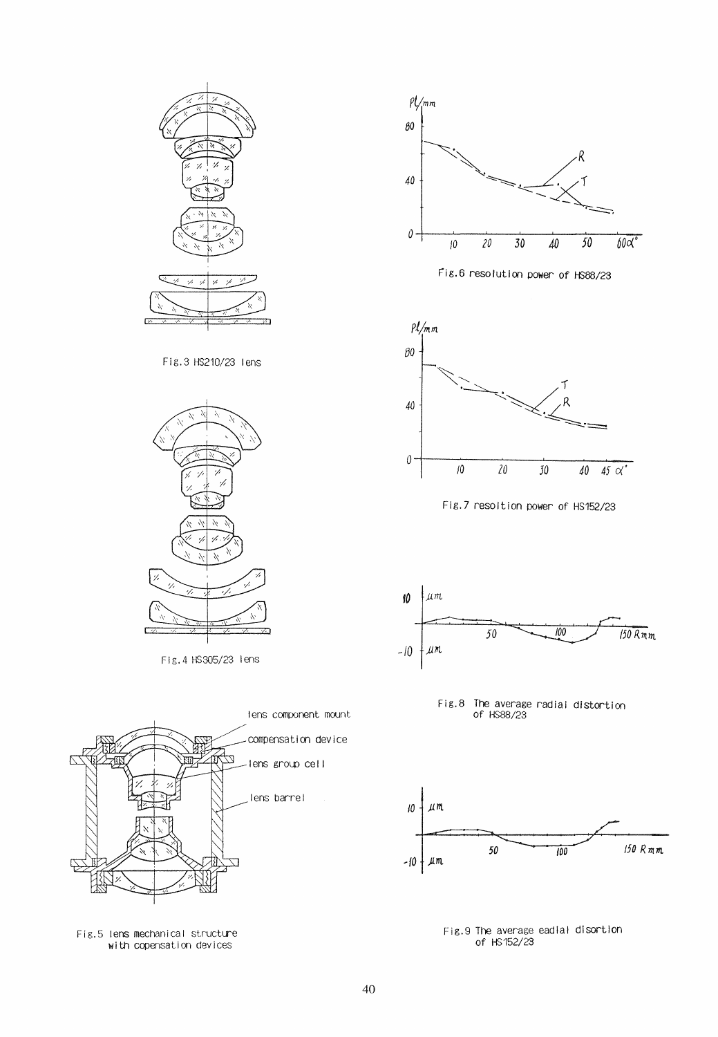Fig.3 HS210/23 lens

Fig.4 HS305/23 lens

lens component mount

compensation device

lens group cell

lens barrel

Fig.5 lens mechanical structure with copensation devices

Pl/mm

80

40

0

10 20 30 40 50 60α°

R

T

Fig.6 resolution power of HS88/23

Pl/mm

80

40

0

10 20 30 40 45 α°

T

R

Fig.7 resoltion power of HS152/23

10 μm

-10 μm

50 100 150 R mm

Fig.8 The average radial distortion of HS88/23

10 μm

-10 μm

50 100 150 R mm

Fig.9 The average eadial disortion of HS152/23